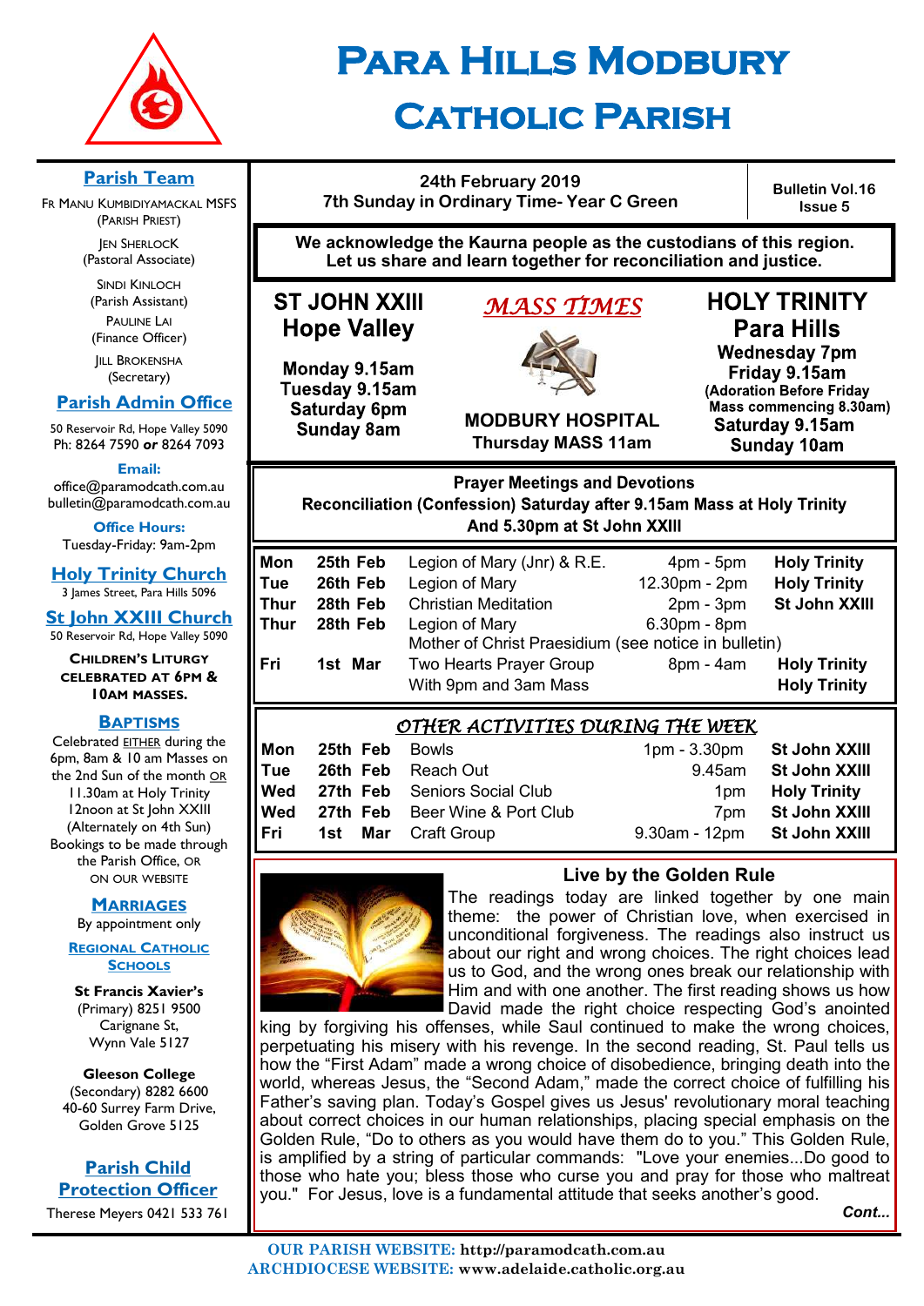# Para Hills Modbury Catholic Parish

**24th February 2019**
**7th Sunday in Ordinary Time- Year C Green**

**Bulletin Vol.16 Issue 5**

**We acknowledge the Kaurna people as the custodians of this region. Let us share and learn together for reconciliation and justice.**

## MASS TIMES

**ST JOHN XXIII Hope Valley**
Monday 9.15am
Tuesday 9.15am
Saturday 6pm
Sunday 8am

**MODBURY HOSPITAL**
Thursday MASS 11am

**HOLY TRINITY Para Hills**
Wednesday 7pm
Friday 9.15am
(Adoration Before Friday Mass commencing 8.30am)
Saturday 9.15am
Sunday 10am

## Prayer Meetings and Devotions

**Reconciliation (Confession) Saturday after 9.15am Mass at Holy Trinity And 5.30pm at St John XXIII**

| | | | | |
|---|---|---|---|---|
| Mon | 25th Feb | Legion of Mary (Jnr) & R.E. | 4pm - 5pm | Holy Trinity |
| Tue | 26th Feb | Legion of Mary | 12.30pm - 2pm | Holy Trinity |
| Thur | 28th Feb | Christian Meditation | 2pm - 3pm | St John XXIII |
| Thur | 28th Feb | Legion of Mary | 6.30pm - 8pm | |
| | | Mother of Christ Praesidium (see notice in bulletin) | | |
| Fri | 1st Mar | Two Hearts Prayer Group | 8pm - 4am | Holy Trinity |
| | | With 9pm and 3am Mass | | Holy Trinity |

## OTHER ACTIVITIES DURING THE WEEK

| | | | | |
|---|---|---|---|---|
| Mon | 25th Feb | Bowls | 1pm - 3.30pm | St John XXIII |
| Tue | 26th Feb | Reach Out | 9.45am | St John XXIII |
| Wed | 27th Feb | Seniors Social Club | 1pm | Holy Trinity |
| Wed | 27th Feb | Beer Wine & Port Club | 7pm | St John XXIII |
| Fri | 1st Mar | Craft Group | 9.30am - 12pm | St John XXIII |

## Live by the Golden Rule

The readings today are linked together by one main theme: the power of Christian love, when exercised in unconditional forgiveness. The readings also instruct us about our right and wrong choices. The right choices lead us to God, and the wrong ones break our relationship with Him and with one another. The first reading shows us how David made the right choice respecting God's anointed king by forgiving his offenses, while Saul continued to make the wrong choices, perpetuating his misery with his revenge. In the second reading, St. Paul tells us how the "First Adam" made a wrong choice of disobedience, bringing death into the world, whereas Jesus, the "Second Adam," made the correct choice of fulfilling his Father's saving plan. Today's Gospel gives us Jesus' revolutionary moral teaching about correct choices in our human relationships, placing special emphasis on the Golden Rule, "Do to others as you would have them do to you." This Golden Rule, is amplified by a string of particular commands: "Love your enemies...Do good to those who hate you; bless those who curse you and pray for those who maltreat you." For Jesus, love is a fundamental attitude that seeks another's good.

*Cont...*

## Parish Team

Fr Manu Kumbidiyamackal MSFS (Parish Priest)

Jen Sherlock (Pastoral Associate)

Sindi Kinloch (Parish Assistant)

Pauline Lai (Finance Officer)

Jill Brokensha (Secretary)

## Parish Admin Office

50 Reservoir Rd, Hope Valley 5090
Ph: 8264 7590 **or** 8264 7093

**Email:**
office@paramodcath.com.au
bulletin@paramodcath.com.au

**Office Hours:**
Tuesday-Friday: 9am-2pm

## Holy Trinity Church

3 James Street, Para Hills 5096

## St John XXIII Church

50 Reservoir Rd, Hope Valley 5090

**Children's Liturgy celebrated at 6pm & 10am Masses.**

## Baptisms

Celebrated EITHER during the 6pm, 8am & 10 am Masses on the 2nd Sun of the month OR 11.30am at Holy Trinity 12noon at St John XXIII (Alternately on 4th Sun) Bookings to be made through the Parish Office, OR on our website

## Marriages

By appointment only

## Regional Catholic Schools

**St Francis Xavier's**
(Primary) 8251 9500
Carignane St,
Wynn Vale 5127

**Gleeson College**
(Secondary) 8282 6600
40-60 Surrey Farm Drive,
Golden Grove 5125

## Parish Child Protection Officer

Therese Meyers 0421 533 761

**OUR PARISH WEBSITE:** http://paramodcath.com.au
**ARCHDIOCESE WEBSITE:** www.adelaide.catholic.org.au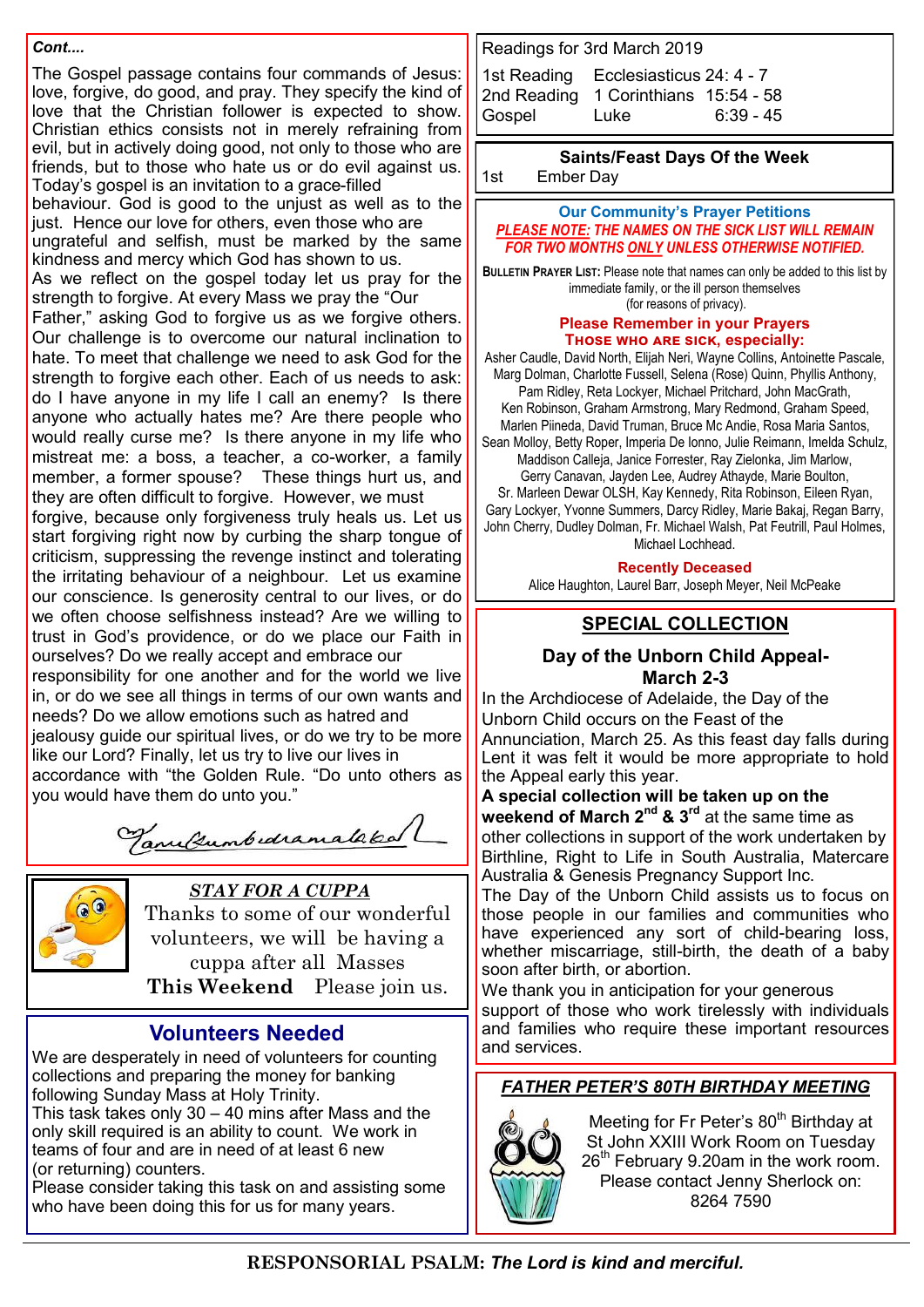*Cont....*

The Gospel passage contains four commands of Jesus: love, forgive, do good, and pray. They specify the kind of love that the Christian follower is expected to show. Christian ethics consists not in merely refraining from evil, but in actively doing good, not only to those who are friends, but to those who hate us or do evil against us. Today's gospel is an invitation to a grace-filled behaviour. God is good to the unjust as well as to the just. Hence our love for others, even those who are ungrateful and selfish, must be marked by the same kindness and mercy which God has shown to us.
As we reflect on the gospel today let us pray for the strength to forgive. At every Mass we pray the "Our Father," asking God to forgive us as we forgive others. Our challenge is to overcome our natural inclination to hate. To meet that challenge we need to ask God for the strength to forgive each other. Each of us needs to ask: do I have anyone in my life I call an enemy? Is there anyone who actually hates me? Are there people who would really curse me? Is there anyone in my life who mistreat me: a boss, a teacher, a co-worker, a family member, a former spouse? These things hurt us, and they are often difficult to forgive. However, we must forgive, because only forgiveness truly heals us. Let us start forgiving right now by curbing the sharp tongue of criticism, suppressing the revenge instinct and tolerating the irritating behaviour of a neighbour. Let us examine our conscience. Is generosity central to our lives, or do we often choose selfishness instead? Are we willing to trust in God's providence, or do we place our Faith in ourselves? Do we really accept and embrace our responsibility for one another and for the world we live in, or do we see all things in terms of our own wants and needs? Do we allow emotions such as hatred and jealousy guide our spiritual lives, or do we try to be more like our Lord? Finally, let us try to live our lives in accordance with "the Golden Rule. "Do unto others as you would have them do unto you."

*Kanubumbidramalaka*

## *STAY FOR A CUPPA*

Thanks to some of our wonderful volunteers, we will be having a cuppa after all Masses **This Weekend** Please join us.

## Volunteers Needed

We are desperately in need of volunteers for counting collections and preparing the money for banking following Sunday Mass at Holy Trinity.
This task takes only 30 – 40 mins after Mass and the only skill required is an ability to count. We work in teams of four and are in need of at least 6 new (or returning) counters.
Please consider taking this task on and assisting some who have been doing this for us for many years.

Readings for 3rd March 2019

| | | |
|---|---|---|
| 1st Reading | Ecclesiasticus 24: 4 - 7 | |
| 2nd Reading | 1 Corinthians 15:54 - 58 | |
| Gospel | Luke | 6:39 - 45 |

**Saints/Feast Days Of the Week**

1st Ember Day

**Our Community's Prayer Petitions**

***PLEASE NOTE: THE NAMES ON THE SICK LIST WILL REMAIN FOR TWO MONTHS ONLY UNLESS OTHERWISE NOTIFIED.***

**BULLETIN PRAYER LIST:** Please note that names can only be added to this list by immediate family, or the ill person themselves (for reasons of privacy).

**Please Remember in your Prayers**
**THOSE WHO ARE SICK, especially:**

Asher Caudle, David North, Elijah Neri, Wayne Collins, Antoinette Pascale, Marg Dolman, Charlotte Fussell, Selena (Rose) Quinn, Phyllis Anthony, Pam Ridley, Reta Lockyer, Michael Pritchard, John MacGrath, Ken Robinson, Graham Armstrong, Mary Redmond, Graham Speed, Marlen Piineda, David Truman, Bruce Mc Andie, Rosa Maria Santos, Sean Molloy, Betty Roper, Imperia De Ionno, Julie Reimann, Imelda Schulz, Maddison Calleja, Janice Forrester, Ray Zielonka, Jim Marlow, Gerry Canavan, Jayden Lee, Audrey Athayde, Marie Boulton, Sr. Marleen Dewar OLSH, Kay Kennedy, Rita Robinson, Eileen Ryan, Gary Lockyer, Yvonne Summers, Darcy Ridley, Marie Bakaj, Regan Barry, John Cherry, Dudley Dolman, Fr. Michael Walsh, Pat Feutrill, Paul Holmes, Michael Lochhead.

**Recently Deceased**

Alice Haughton, Laurel Barr, Joseph Meyer, Neil McPeake

## SPECIAL COLLECTION

### Day of the Unborn Child Appeal- March 2-3

In the Archdiocese of Adelaide, the Day of the Unborn Child occurs on the Feast of the Annunciation, March 25. As this feast day falls during Lent it was felt it would be more appropriate to hold the Appeal early this year.

**A special collection will be taken up on the weekend of March 2nd & 3rd** at the same time as other collections in support of the work undertaken by Birthline, Right to Life in South Australia, Matercare Australia & Genesis Pregnancy Support Inc.

The Day of the Unborn Child assists us to focus on those people in our families and communities who have experienced any sort of child-bearing loss, whether miscarriage, still-birth, the death of a baby soon after birth, or abortion.

We thank you in anticipation for your generous support of those who work tirelessly with individuals and families who require these important resources and services.

## *FATHER PETER'S 80TH BIRTHDAY MEETING*

Meeting for Fr Peter's 80th Birthday at St John XXIII Work Room on Tuesday 26th February 9.20am in the work room. Please contact Jenny Sherlock on: 8264 7590

**RESPONSORIAL PSALM:** ***The Lord is kind and merciful.***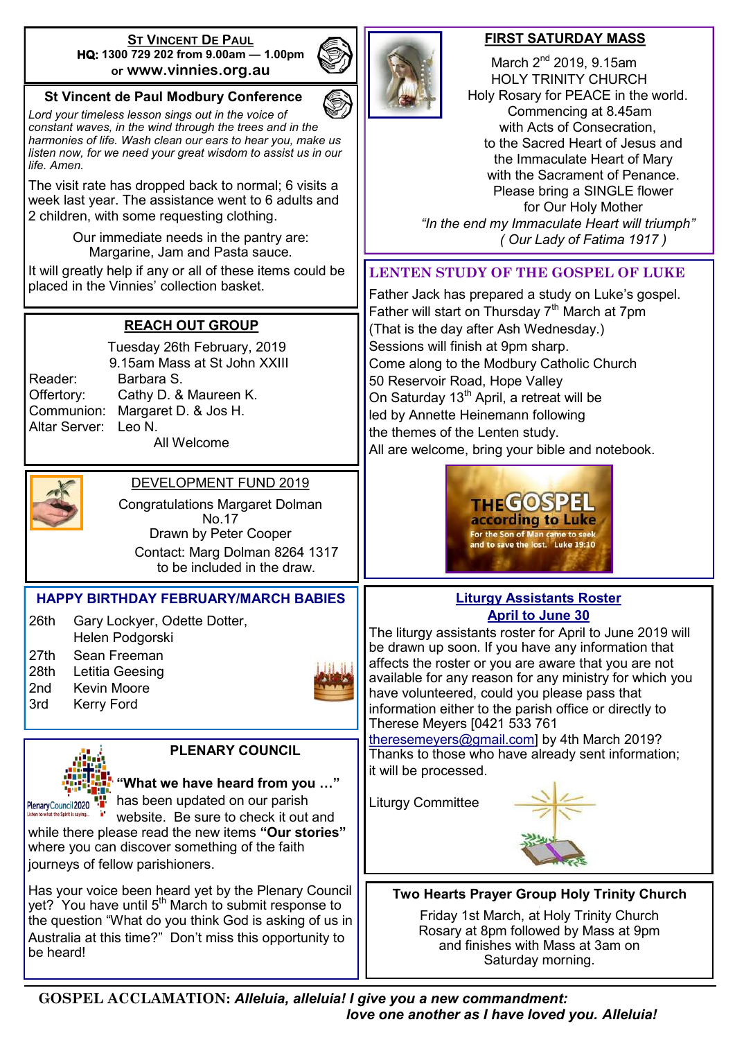## St Vincent De Paul

**HQ: 1300 729 202 from 9.00am — 1.00pm or www.vinnies.org.au**

### St Vincent de Paul Modbury Conference

*Lord your timeless lesson sings out in the voice of constant waves, in the wind through the trees and in the harmonies of life. Wash clean our ears to hear you, make us listen now, for we need your great wisdom to assist us in our life. Amen.*

The visit rate has dropped back to normal; 6 visits a week last year. The assistance went to 6 adults and 2 children, with some requesting clothing.

Our immediate needs in the pantry are: Margarine, Jam and Pasta sauce.

It will greatly help if any or all of these items could be placed in the Vinnies' collection basket.

### REACH OUT GROUP

Tuesday 26th February, 2019
9.15am Mass at St John XXIII

| | |
|---|---|
| Reader: | Barbara S. |
| Offertory: | Cathy D. & Maureen K. |
| Communion: | Margaret D. & Jos H. |
| Altar Server: | Leo N. |

All Welcome

### DEVELOPMENT FUND 2019

Congratulations Margaret Dolman
No.17
Drawn by Peter Cooper
Contact: Marg Dolman 8264 1317 to be included in the draw.

### HAPPY BIRTHDAY FEBRUARY/MARCH BABIES

| | |
|---|---|
| 26th | Gary Lockyer, Odette Dotter, Helen Podgorski |
| 27th | Sean Freeman |
| 28th | Letitia Geesing |
| 2nd | Kevin Moore |
| 3rd | Kerry Ford |

### PLENARY COUNCIL

**"What we have heard from you …"** has been updated on our parish website. Be sure to check it out and while there please read the new items **"Our stories"** where you can discover something of the faith journeys of fellow parishioners.

Has your voice been heard yet by the Plenary Council yet? You have until 5th March to submit response to the question "What do you think God is asking of us in Australia at this time?" Don't miss this opportunity to be heard!

### FIRST SATURDAY MASS

March 2nd 2019, 9.15am
HOLY TRINITY CHURCH
Holy Rosary for PEACE in the world.
Commencing at 8.45am
with Acts of Consecration,
to the Sacred Heart of Jesus and
the Immaculate Heart of Mary
with the Sacrament of Penance.
Please bring a SINGLE flower
for Our Holy Mother

*"In the end my Immaculate Heart will triumph"*
*( Our Lady of Fatima 1917 )*

### LENTEN STUDY OF THE GOSPEL OF LUKE

Father Jack has prepared a study on Luke's gospel.
Father will start on Thursday 7th March at 7pm
(That is the day after Ash Wednesday.)
Sessions will finish at 9pm sharp.
Come along to the Modbury Catholic Church
50 Reservoir Road, Hope Valley
On Saturday 13th April, a retreat will be led by Annette Heinemann following the themes of the Lenten study.
All are welcome, bring your bible and notebook.

THE GOSPEL according to Luke
For the Son of Man came to seek and to save the lost. Luke 19:10

### Liturgy Assistants Roster April to June 30

The liturgy assistants roster for April to June 2019 will be drawn up soon. If you have any information that affects the roster or you are aware that you are not available for any reason for any ministry for which you have volunteered, could you please pass that information either to the parish office or directly to Therese Meyers [0421 533 761 theresemeyers@gmail.com] by 4th March 2019? Thanks to those who have already sent information; it will be processed.

Liturgy Committee

### Two Hearts Prayer Group Holy Trinity Church

Friday 1st March, at Holy Trinity Church
Rosary at 8pm followed by Mass at 9pm
and finishes with Mass at 3am on Saturday morning.

---

**GOSPEL ACCLAMATION:** ***Alleluia, alleluia! I give you a new commandment: love one another as I have loved you. Alleluia!***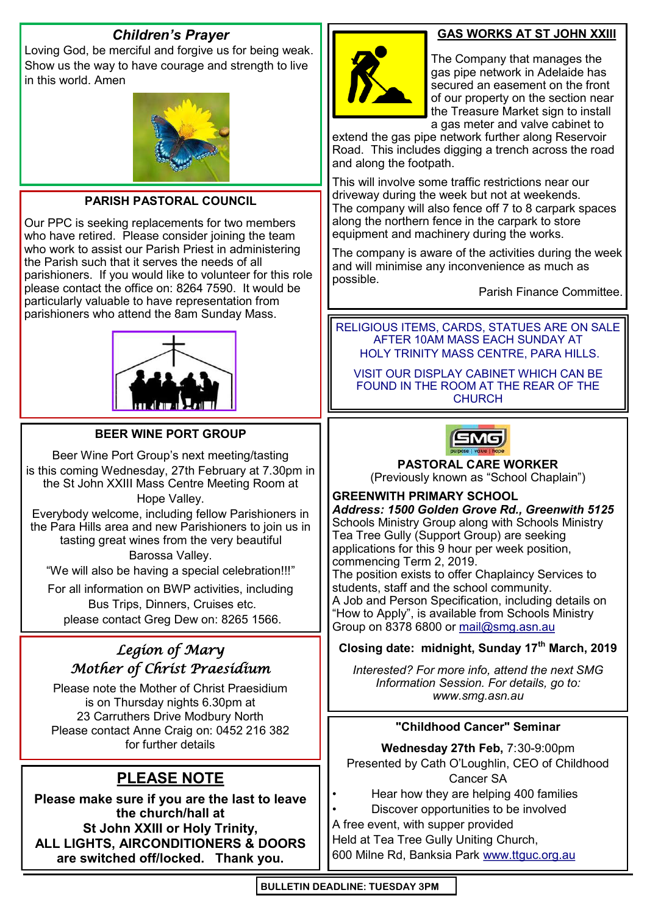## *Children's Prayer*

Loving God, be merciful and forgive us for being weak. Show us the way to have courage and strength to live in this world. Amen

## PARISH PASTORAL COUNCIL

Our PPC is seeking replacements for two members who have retired. Please consider joining the team who work to assist our Parish Priest in administering the Parish such that it serves the needs of all parishioners. If you would like to volunteer for this role please contact the office on: 8264 7590. It would be particularly valuable to have representation from parishioners who attend the 8am Sunday Mass.

## BEER WINE PORT GROUP

Beer Wine Port Group's next meeting/tasting is this coming Wednesday, 27th February at 7.30pm in the St John XXIII Mass Centre Meeting Room at Hope Valley.

Everybody welcome, including fellow Parishioners in the Para Hills area and new Parishioners to join us in tasting great wines from the very beautiful Barossa Valley.

"We will also be having a special celebration!!!"

For all information on BWP activities, including Bus Trips, Dinners, Cruises etc. please contact Greg Dew on: 8265 1566.

## *Legion of Mary*
## *Mother of Christ Praesidium*

Please note the Mother of Christ Praesidium is on Thursday nights 6.30pm at 23 Carruthers Drive Modbury North

Please contact Anne Craig on: 0452 216 382 for further details

## PLEASE NOTE

**Please make sure if you are the last to leave the church/hall at St John XXIII or Holy Trinity, ALL LIGHTS, AIRCONDITIONERS & DOORS are switched off/locked. Thank you.**

## GAS WORKS AT ST JOHN XXIII

The Company that manages the gas pipe network in Adelaide has secured an easement on the front of our property on the section near the Treasure Market sign to install a gas meter and valve cabinet to extend the gas pipe network further along Reservoir Road. This includes digging a trench across the road and along the footpath.

This will involve some traffic restrictions near our driveway during the week but not at weekends.

The company will also fence off 7 to 8 carpark spaces along the northern fence in the carpark to store equipment and machinery during the works.

The company is aware of the activities during the week and will minimise any inconvenience as much as possible.

Parish Finance Committee.

RELIGIOUS ITEMS, CARDS, STATUES ARE ON SALE AFTER 10AM MASS EACH SUNDAY AT HOLY TRINITY MASS CENTRE, PARA HILLS.

VISIT OUR DISPLAY CABINET WHICH CAN BE FOUND IN THE ROOM AT THE REAR OF THE CHURCH

SMG purpose | value | hope

## PASTORAL CARE WORKER

(Previously known as "School Chaplain")

**GREENWITH PRIMARY SCHOOL**

***Address: 1500 Golden Grove Rd., Greenwith 5125***

Schools Ministry Group along with Schools Ministry Tea Tree Gully (Support Group) are seeking applications for this 9 hour per week position, commencing Term 2, 2019.

The position exists to offer Chaplaincy Services to students, staff and the school community.

A Job and Person Specification, including details on "How to Apply", is available from Schools Ministry Group on 8378 6800 or mail@smg.asn.au

**Closing date: midnight, Sunday 17th March, 2019**

*Interested? For more info, attend the next SMG Information Session. For details, go to: www.smg.asn.au*

## "Childhood Cancer" Seminar

**Wednesday 27th Feb,** 7:30-9:00pm

Presented by Cath O'Loughlin, CEO of Childhood Cancer SA

- Hear how they are helping 400 families
- Discover opportunities to be involved

A free event, with supper provided

Held at Tea Tree Gully Uniting Church, 600 Milne Rd, Banksia Park www.ttguc.org.au

**BULLETIN DEADLINE: TUESDAY 3PM**